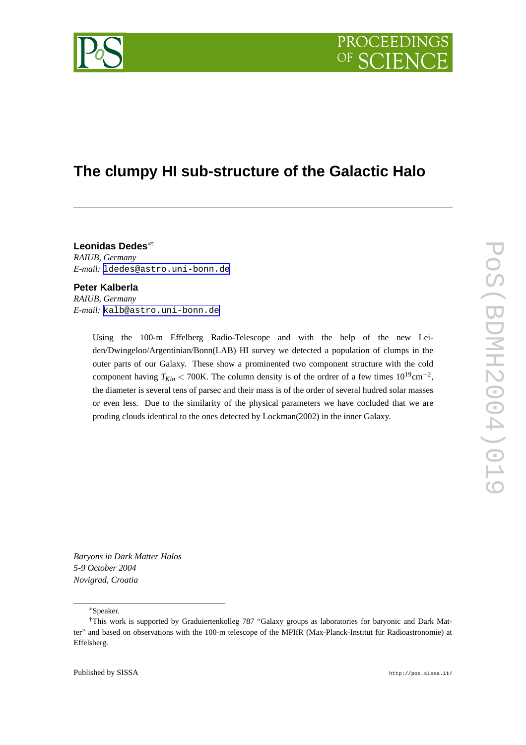# The clumpy HI sub-structure of the Galactic Halo

**Leonidas Dedes**[∗†]
*RAIUB, Germany*
*E-mail:* ldedes@astro.uni-bonn.de

**Peter Kalberla**
*RAIUB, Germany*
*E-mail:* kalb@astro.uni-bonn.de

Using the 100-m Effelberg Radio-Telescope and with the help of the new Leiden/Dwingeloo/Argentinian/Bonn(LAB) HI survey we detected a population of clumps in the outer parts of our Galaxy. These show a prominented two component structure with the cold component having $T_{Kin} < 700$K. The column density is of the ordrer of a few times $10^{19}\text{cm}^{-2}$, the diameter is several tens of parsec and their mass is of the order of several hudred solar masses or even less. Due to the similarity of the physical parameters we have cocluded that we are proding clouds identical to the ones detected by Lockman(2002) in the inner Galaxy.

*Baryons in Dark Matter Halos*
*5-9 October 2004*
*Novigrad, Croatia*

---

[∗]Speaker.

[†]This work is supported by Graduiertenkolleg 787 "Galaxy groups as laboratories for baryonic and Dark Matter" and based on observations with the 100-m telescope of the MPIfR (Max-Planck-Institut für Radioastronomie) at Effelsberg.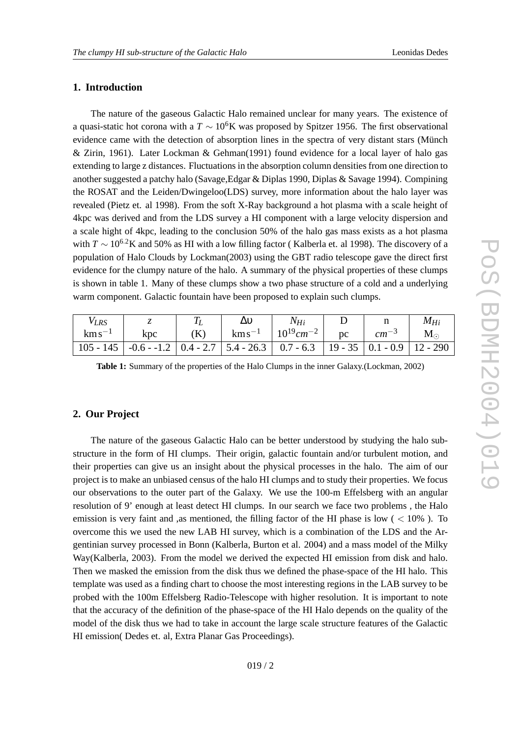## 1. Introduction

The nature of the gaseous Galactic Halo remained unclear for many years. The existence of a quasi-static hot corona with a $T \sim 10^6$K was proposed by Spitzer 1956. The first observational evidence came with the detection of absorption lines in the spectra of very distant stars (Münch & Zirin, 1961). Later Lockman & Gehman(1991) found evidence for a local layer of halo gas extending to large z distances. Fluctuations in the absorption column densities from one direction to another suggested a patchy halo (Savage,Edgar & Diplas 1990, Diplas & Savage 1994). Compining the ROSAT and the Leiden/Dwingeloo(LDS) survey, more information about the halo layer was revealed (Pietz et. al 1998). From the soft X-Ray background a hot plasma with a scale height of 4kpc was derived and from the LDS survey a HI component with a large velocity dispersion and a scale hight of 4kpc, leading to the conclusion 50% of the halo gas mass exists as a hot plasma with $T \sim 10^{6.2}$K and 50% as HI with a low filling factor ( Kalberla et. al 1998). The discovery of a population of Halo Clouds by Lockman(2003) using the GBT radio telescope gave the direct first evidence for the clumpy nature of the halo. A summary of the physical properties of these clumps is shown in table 1. Many of these clumps show a two phase structure of a cold and a underlying warm component. Galactic fountain have been proposed to explain such clumps.

| $V_{LRS}$ $\mathrm{km\,s^{-1}}$ | $z$ kpc | $T_L$ (K) | $\Delta\upsilon$ $\mathrm{km\,s^{-1}}$ | $N_{Hi}$ $10^{19}cm^{-2}$ | D pc | n $cm^{-3}$ | $M_{Hi}$ $\mathrm{M_{\odot}}$ |
|---|---|---|---|---|---|---|---|
| 105 - 145 | -0.6 - -1.2 | 0.4 - 2.7 | 5.4 - 26.3 | 0.7 - 6.3 | 19 - 35 | 0.1 - 0.9 | 12 - 290 |

**Table 1:** Summary of the properties of the Halo Clumps in the inner Galaxy.(Lockman, 2002)

## 2. Our Project

The nature of the gaseous Galactic Halo can be better understood by studying the halo substructure in the form of HI clumps. Their origin, galactic fountain and/or turbulent motion, and their properties can give us an insight about the physical processes in the halo. The aim of our project is to make an unbiased census of the halo HI clumps and to study their properties. We focus our observations to the outer part of the Galaxy. We use the 100-m Effelsberg with an angular resolution of 9' enough at least detect HI clumps. In our search we face two problems , the Halo emission is very faint and ,as mentioned, the filling factor of the HI phase is low ( $< 10\%$ ). To overcome this we used the new LAB HI survey, which is a combination of the LDS and the Argentinian survey processed in Bonn (Kalberla, Burton et al. 2004) and a mass model of the Milky Way(Kalberla, 2003). From the model we derived the expected HI emission from disk and halo. Then we masked the emission from the disk thus we defined the phase-space of the HI halo. This template was used as a finding chart to choose the most interesting regions in the LAB survey to be probed with the 100m Effelsberg Radio-Telescope with higher resolution. It is important to note that the accuracy of the definition of the phase-space of the HI Halo depends on the quality of the model of the disk thus we had to take in account the large scale structure features of the Galactic HI emission( Dedes et. al, Extra Planar Gas Proceedings).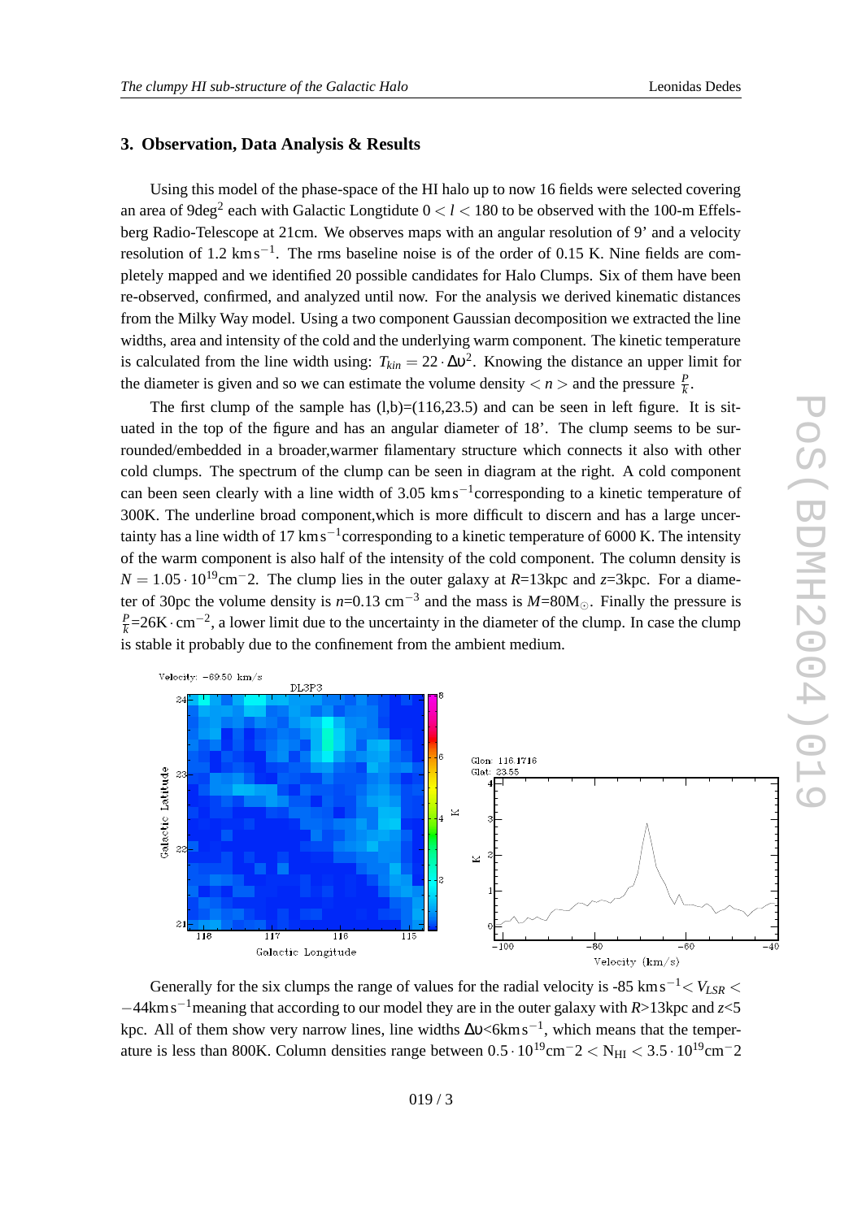## 3. Observation, Data Analysis & Results

Using this model of the phase-space of the HI halo up to now 16 fields were selected covering an area of $9\text{deg}^2$ each with Galactic Longtitude $0 < l < 180$ to be observed with the 100-m Effelsberg Radio-Telescope at 21cm. We observes maps with an angular resolution of 9' and a velocity resolution of 1.2 $\text{km s}^{-1}$. The rms baseline noise is of the order of 0.15 K. Nine fields are completely mapped and we identified 20 possible candidates for Halo Clumps. Six of them have been re-observed, confirmed, and analyzed until now. For the analysis we derived kinematic distances from the Milky Way model. Using a two component Gaussian decomposition we extracted the line widths, area and intensity of the cold and the underlying warm component. The kinetic temperature is calculated from the line width using: $T_{kin} = 22 \cdot \Delta\upsilon^2$. Knowing the distance an upper limit for the diameter is given and so we can estimate the volume density $< n >$ and the pressure $\frac{P}{k}$.

The first clump of the sample has (l,b)=(116,23.5) and can be seen in left figure. It is situated in the top of the figure and has an angular diameter of 18'. The clump seems to be surrounded/embedded in a broader,warmer filamentary structure which connects it also with other cold clumps. The spectrum of the clump can be seen in diagram at the right. A cold component can been seen clearly with a line width of 3.05 $\text{km s}^{-1}$corresponding to a kinetic temperature of 300K. The underline broad component,which is more difficult to discern and has a large uncertainty has a line width of 17 $\text{km s}^{-1}$corresponding to a kinetic temperature of 6000 K. The intensity of the warm component is also half of the intensity of the cold component. The column density is $N = 1.05 \cdot 10^{19}\text{cm}^{-}2$. The clump lies in the outer galaxy at $R$=13kpc and $z$=3kpc. For a diameter of 30pc the volume density is $n$=0.13 $\text{cm}^{-3}$ and the mass is $M$=80$\text{M}_\odot$. Finally the pressure is $\frac{P}{k}$=26$\text{K} \cdot \text{cm}^{-2}$, a lower limit due to the uncertainty in the diameter of the clump. In case the clump is stable it probably due to the confinement from the ambient medium.

Generally for the six clumps the range of values for the radial velocity is -85 $\text{km s}^{-1} < V_{LSR} < -44\text{km s}^{-1}$meaning that according to our model they are in the outer galaxy with $R$>13kpc and $z$<5 kpc. All of them show very narrow lines, line widths $\Delta\upsilon$<6$\text{km s}^{-1}$, which means that the temperature is less than 800K. Column densities range between $0.5 \cdot 10^{19}\text{cm}^{-}2 < \text{N}_{\text{HI}} < 3.5 \cdot 10^{19}\text{cm}^{-}2$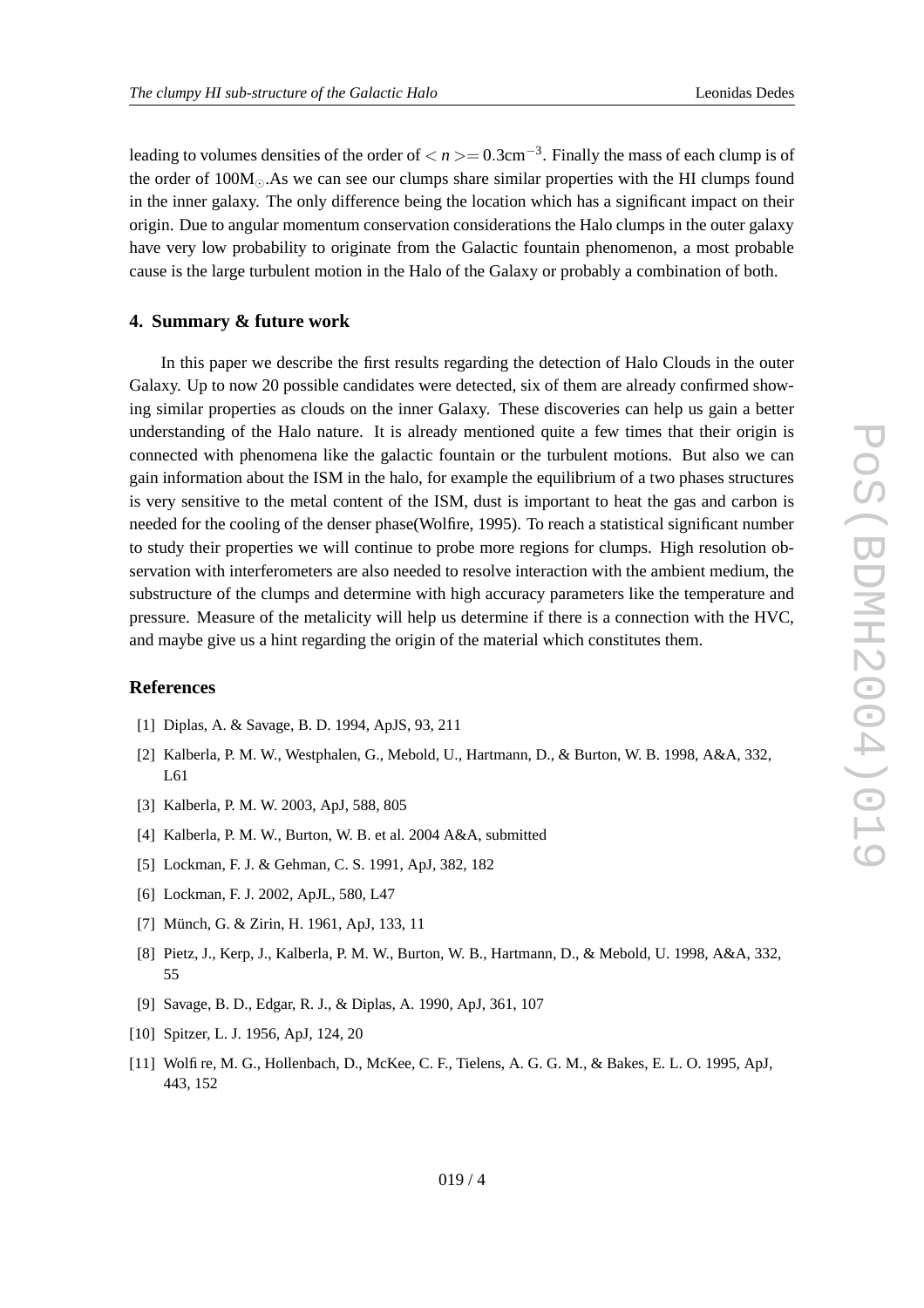leading to volumes densities of the order of $<n>=0.3\text{cm}^{-3}$. Finally the mass of each clump is of the order of $100\text{M}_{\odot}$.As we can see our clumps share similar properties with the HI clumps found in the inner galaxy. The only difference being the location which has a significant impact on their origin. Due to angular momentum conservation considerations the Halo clumps in the outer galaxy have very low probability to originate from the Galactic fountain phenomenon, a most probable cause is the large turbulent motion in the Halo of the Galaxy or probably a combination of both.

## 4. Summary & future work

In this paper we describe the first results regarding the detection of Halo Clouds in the outer Galaxy. Up to now 20 possible candidates were detected, six of them are already confirmed showing similar properties as clouds on the inner Galaxy. These discoveries can help us gain a better understanding of the Halo nature. It is already mentioned quite a few times that their origin is connected with phenomena like the galactic fountain or the turbulent motions. But also we can gain information about the ISM in the halo, for example the equilibrium of a two phases structures is very sensitive to the metal content of the ISM, dust is important to heat the gas and carbon is needed for the cooling of the denser phase(Wolfire, 1995). To reach a statistical significant number to study their properties we will continue to probe more regions for clumps. High resolution observation with interferometers are also needed to resolve interaction with the ambient medium, the substructure of the clumps and determine with high accuracy parameters like the temperature and pressure. Measure of the metalicity will help us determine if there is a connection with the HVC, and maybe give us a hint regarding the origin of the material which constitutes them.

## References

[1] Diplas, A. & Savage, B. D. 1994, ApJS, 93, 211

[2] Kalberla, P. M. W., Westphalen, G., Mebold, U., Hartmann, D., & Burton, W. B. 1998, A&A, 332, L61

[3] Kalberla, P. M. W. 2003, ApJ, 588, 805

[4] Kalberla, P. M. W., Burton, W. B. et al. 2004 A&A, submitted

[5] Lockman, F. J. & Gehman, C. S. 1991, ApJ, 382, 182

[6] Lockman, F. J. 2002, ApJL, 580, L47

[7] Münch, G. & Zirin, H. 1961, ApJ, 133, 11

[8] Pietz, J., Kerp, J., Kalberla, P. M. W., Burton, W. B., Hartmann, D., & Mebold, U. 1998, A&A, 332, 55

[9] Savage, B. D., Edgar, R. J., & Diplas, A. 1990, ApJ, 361, 107

[10] Spitzer, L. J. 1956, ApJ, 124, 20

[11] Wolfire, M. G., Hollenbach, D., McKee, C. F., Tielens, A. G. G. M., & Bakes, E. L. O. 1995, ApJ, 443, 152